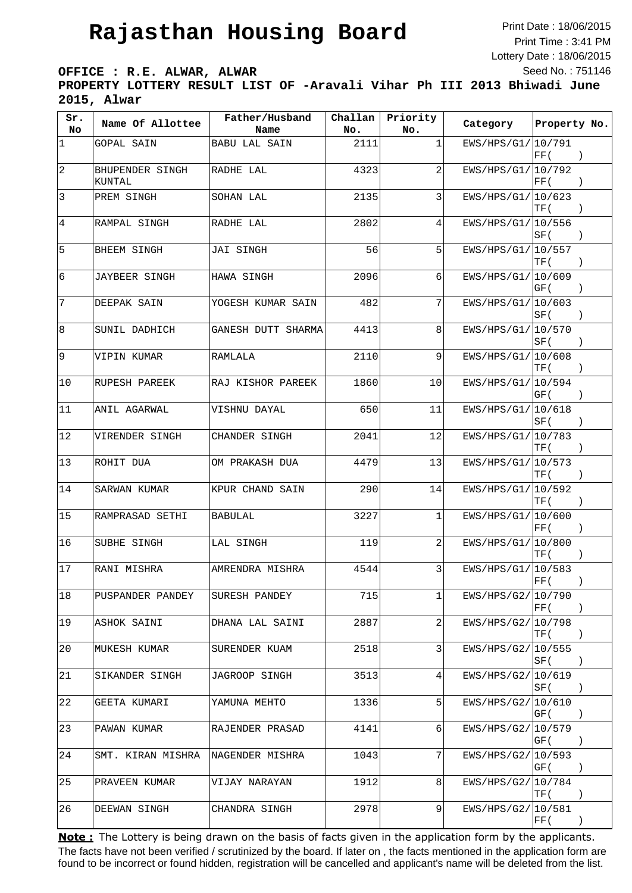# Rajasthan Housing Board

Print Date : 18/06/2015
Print Time : 3:41 PM
Lottery Date : 18/06/2015
Seed No. : 751146

**OFFICE : R.E. ALWAR, ALWAR**

**PROPERTY LOTTERY RESULT LIST OF -Aravali Vihar Ph III 2013 Bhiwadi June 2015, Alwar**

| Sr. No | Name Of Allottee | Father/Husband Name | Challan No. | Priority No. | Category | Property No. |
|---|---|---|---|---|---|---|
| 1 | GOPAL SAIN | BABU LAL SAIN | 2111 | 1 | EWS/HPS/G1/ | 10/791 FF( ) |
| 2 | BHUPENDER SINGH KUNTAL | RADHE LAL | 4323 | 2 | EWS/HPS/G1/ | 10/792 FF( ) |
| 3 | PREM SINGH | SOHAN LAL | 2135 | 3 | EWS/HPS/G1/ | 10/623 TF( ) |
| 4 | RAMPAL SINGH | RADHE LAL | 2802 | 4 | EWS/HPS/G1/ | 10/556 SF( ) |
| 5 | BHEEM SINGH | JAI SINGH | 56 | 5 | EWS/HPS/G1/ | 10/557 TF( ) |
| 6 | JAYBEER SINGH | HAWA SINGH | 2096 | 6 | EWS/HPS/G1/ | 10/609 GF( ) |
| 7 | DEEPAK SAIN | YOGESH KUMAR SAIN | 482 | 7 | EWS/HPS/G1/ | 10/603 SF( ) |
| 8 | SUNIL DADHICH | GANESH DUTT SHARMA | 4413 | 8 | EWS/HPS/G1/ | 10/570 SF( ) |
| 9 | VIPIN KUMAR | RAMLALA | 2110 | 9 | EWS/HPS/G1/ | 10/608 TF( ) |
| 10 | RUPESH PAREEK | RAJ KISHOR PAREEK | 1860 | 10 | EWS/HPS/G1/ | 10/594 GF( ) |
| 11 | ANIL AGARWAL | VISHNU DAYAL | 650 | 11 | EWS/HPS/G1/ | 10/618 SF( ) |
| 12 | VIRENDER SINGH | CHANDER SINGH | 2041 | 12 | EWS/HPS/G1/ | 10/783 TF( ) |
| 13 | ROHIT DUA | OM PRAKASH DUA | 4479 | 13 | EWS/HPS/G1/ | 10/573 TF( ) |
| 14 | SARWAN KUMAR | KPUR CHAND SAIN | 290 | 14 | EWS/HPS/G1/ | 10/592 TF( ) |
| 15 | RAMPRASAD SETHI | BABULAL | 3227 | 1 | EWS/HPS/G1/ | 10/600 FF( ) |
| 16 | SUBHE SINGH | LAL SINGH | 119 | 2 | EWS/HPS/G1/ | 10/800 TF( ) |
| 17 | RANI MISHRA | AMRENDRA MISHRA | 4544 | 3 | EWS/HPS/G1/ | 10/583 FF( ) |
| 18 | PUSPANDER PANDEY | SURESH PANDEY | 715 | 1 | EWS/HPS/G2/ | 10/790 FF( ) |
| 19 | ASHOK SAINI | DHANA LAL SAINI | 2887 | 2 | EWS/HPS/G2/ | 10/798 TF( ) |
| 20 | MUKESH KUMAR | SURENDER KUAM | 2518 | 3 | EWS/HPS/G2/ | 10/555 SF( ) |
| 21 | SIKANDER SINGH | JAGROOP SINGH | 3513 | 4 | EWS/HPS/G2/ | 10/619 SF( ) |
| 22 | GEETA KUMARI | YAMUNA MEHTO | 1336 | 5 | EWS/HPS/G2/ | 10/610 GF( ) |
| 23 | PAWAN KUMAR | RAJENDER PRASAD | 4141 | 6 | EWS/HPS/G2/ | 10/579 GF( ) |
| 24 | SMT. KIRAN MISHRA | NAGENDER MISHRA | 1043 | 7 | EWS/HPS/G2/ | 10/593 GF( ) |
| 25 | PRAVEEN KUMAR | VIJAY NARAYAN | 1912 | 8 | EWS/HPS/G2/ | 10/784 TF( ) |
| 26 | DEEWAN SINGH | CHANDRA SINGH | 2978 | 9 | EWS/HPS/G2/ | 10/581 FF( ) |

**Note :** The Lottery is being drawn on the basis of facts given in the application form by the applicants. The facts have not been verified / scrutinized by the board. If later on , the facts mentioned in the application form are found to be incorrect or found hidden, registration will be cancelled and applicant's name will be deleted from the list.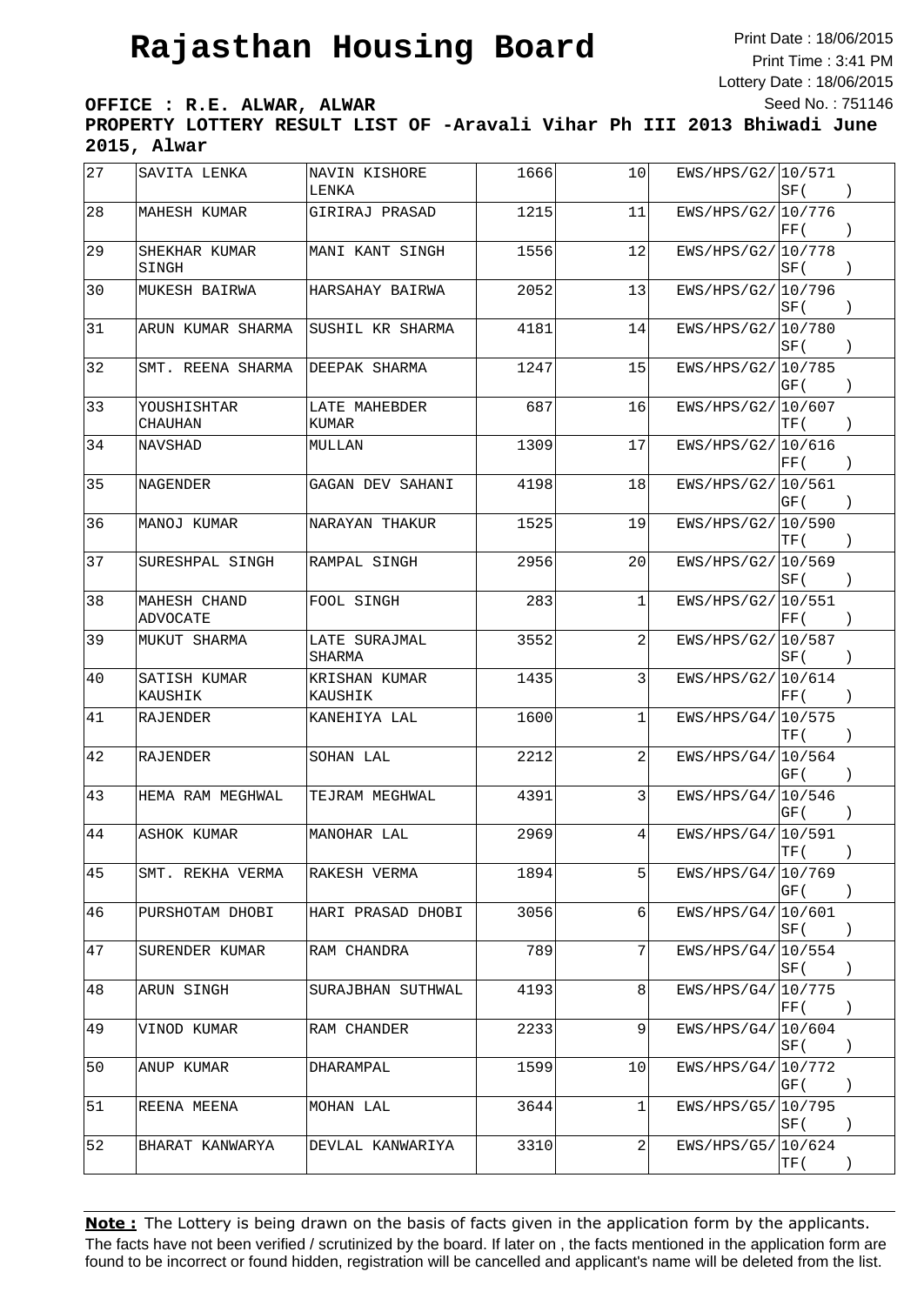# Rajasthan Housing Board

Print Date : 18/06/2015
Print Time : 3:41 PM
Lottery Date : 18/06/2015
Seed No. : 751146

**OFFICE : R.E. ALWAR, ALWAR**

**PROPERTY LOTTERY RESULT LIST OF -Aravali Vihar Ph III 2013 Bhiwadi June 2015, Alwar**

| | | | | | | |
|---|---|---|---|---|---|---|
| 27 | SAVITA LENKA | NAVIN KISHORE LENKA | 1666 | 10 | EWS/HPS/G2/ | 10/571 SF( ) |
| 28 | MAHESH KUMAR | GIRIRAJ PRASAD | 1215 | 11 | EWS/HPS/G2/ | 10/776 FF( ) |
| 29 | SHEKHAR KUMAR SINGH | MANI KANT SINGH | 1556 | 12 | EWS/HPS/G2/ | 10/778 SF( ) |
| 30 | MUKESH BAIRWA | HARSAHAY BAIRWA | 2052 | 13 | EWS/HPS/G2/ | 10/796 SF( ) |
| 31 | ARUN KUMAR SHARMA | SUSHIL KR SHARMA | 4181 | 14 | EWS/HPS/G2/ | 10/780 SF( ) |
| 32 | SMT. REENA SHARMA | DEEPAK SHARMA | 1247 | 15 | EWS/HPS/G2/ | 10/785 GF( ) |
| 33 | YOUSHISHTAR CHAUHAN | LATE MAHEBDER KUMAR | 687 | 16 | EWS/HPS/G2/ | 10/607 TF( ) |
| 34 | NAVSHAD | MULLAN | 1309 | 17 | EWS/HPS/G2/ | 10/616 FF( ) |
| 35 | NAGENDER | GAGAN DEV SAHANI | 4198 | 18 | EWS/HPS/G2/ | 10/561 GF( ) |
| 36 | MANOJ KUMAR | NARAYAN THAKUR | 1525 | 19 | EWS/HPS/G2/ | 10/590 TF( ) |
| 37 | SURESHPAL SINGH | RAMPAL SINGH | 2956 | 20 | EWS/HPS/G2/ | 10/569 SF( ) |
| 38 | MAHESH CHAND ADVOCATE | FOOL SINGH | 283 | 1 | EWS/HPS/G2/ | 10/551 FF( ) |
| 39 | MUKUT SHARMA | LATE SURAJMAL SHARMA | 3552 | 2 | EWS/HPS/G2/ | 10/587 SF( ) |
| 40 | SATISH KUMAR KAUSHIK | KRISHAN KUMAR KAUSHIK | 1435 | 3 | EWS/HPS/G2/ | 10/614 FF( ) |
| 41 | RAJENDER | KANEHIYA LAL | 1600 | 1 | EWS/HPS/G4/ | 10/575 TF( ) |
| 42 | RAJENDER | SOHAN LAL | 2212 | 2 | EWS/HPS/G4/ | 10/564 GF( ) |
| 43 | HEMA RAM MEGHWAL | TEJRAM MEGHWAL | 4391 | 3 | EWS/HPS/G4/ | 10/546 GF( ) |
| 44 | ASHOK KUMAR | MANOHAR LAL | 2969 | 4 | EWS/HPS/G4/ | 10/591 TF( ) |
| 45 | SMT. REKHA VERMA | RAKESH VERMA | 1894 | 5 | EWS/HPS/G4/ | 10/769 GF( ) |
| 46 | PURSHOTAM DHOBI | HARI PRASAD DHOBI | 3056 | 6 | EWS/HPS/G4/ | 10/601 SF( ) |
| 47 | SURENDER KUMAR | RAM CHANDRA | 789 | 7 | EWS/HPS/G4/ | 10/554 SF( ) |
| 48 | ARUN SINGH | SURAJBHAN SUTHWAL | 4193 | 8 | EWS/HPS/G4/ | 10/775 FF( ) |
| 49 | VINOD KUMAR | RAM CHANDER | 2233 | 9 | EWS/HPS/G4/ | 10/604 SF( ) |
| 50 | ANUP KUMAR | DHARAMPAL | 1599 | 10 | EWS/HPS/G4/ | 10/772 GF( ) |
| 51 | REENA MEENA | MOHAN LAL | 3644 | 1 | EWS/HPS/G5/ | 10/795 SF( ) |
| 52 | BHARAT KANWARYA | DEVLAL KANWARIYA | 3310 | 2 | EWS/HPS/G5/ | 10/624 TF( ) |

**Note :** The Lottery is being drawn on the basis of facts given in the application form by the applicants. The facts have not been verified / scrutinized by the board. If later on , the facts mentioned in the application form are found to be incorrect or found hidden, registration will be cancelled and applicant's name will be deleted from the list.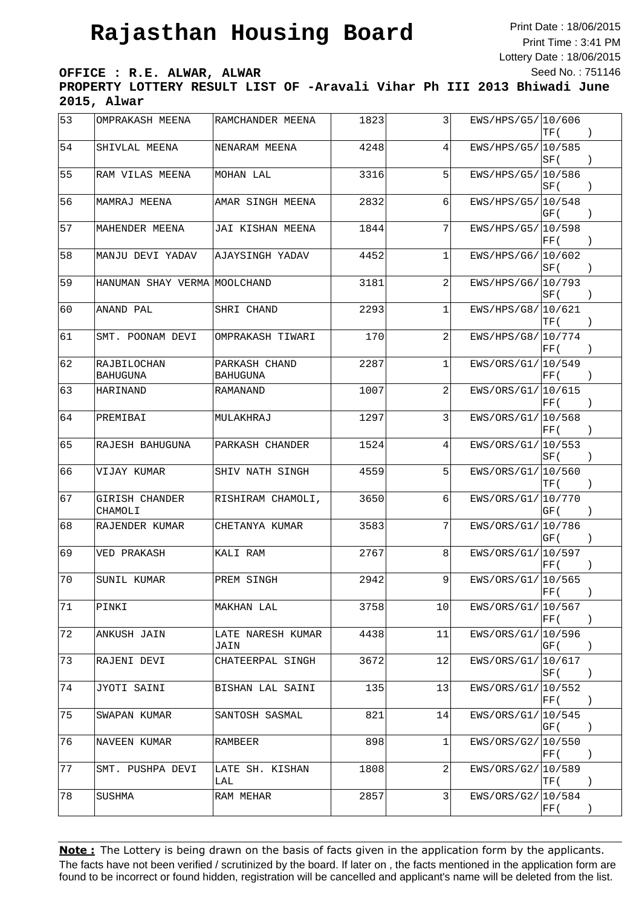# Rajasthan Housing Board

Print Date : 18/06/2015
Print Time : 3:41 PM
Lottery Date : 18/06/2015
Seed No. : 751146

**OFFICE : R.E. ALWAR, ALWAR**

**PROPERTY LOTTERY RESULT LIST OF -Aravali Vihar Ph III 2013 Bhiwadi June 2015, Alwar**

| | | | | | | |
|---|---|---|---|---|---|---|
| 53 | OMPRAKASH MEENA | RAMCHANDER MEENA | 1823 | 3 | EWS/HPS/G5/ | 10/606 TF( ) |
| 54 | SHIVLAL MEENA | NENARAM MEENA | 4248 | 4 | EWS/HPS/G5/ | 10/585 SF( ) |
| 55 | RAM VILAS MEENA | MOHAN LAL | 3316 | 5 | EWS/HPS/G5/ | 10/586 SF( ) |
| 56 | MAMRAJ MEENA | AMAR SINGH MEENA | 2832 | 6 | EWS/HPS/G5/ | 10/548 GF( ) |
| 57 | MAHENDER MEENA | JAI KISHAN MEENA | 1844 | 7 | EWS/HPS/G5/ | 10/598 FF( ) |
| 58 | MANJU DEVI YADAV | AJAYSINGH YADAV | 4452 | 1 | EWS/HPS/G6/ | 10/602 SF( ) |
| 59 | HANUMAN SHAY VERMA | MOOLCHAND | 3181 | 2 | EWS/HPS/G6/ | 10/793 SF( ) |
| 60 | ANAND PAL | SHRI CHAND | 2293 | 1 | EWS/HPS/G8/ | 10/621 TF( ) |
| 61 | SMT. POONAM DEVI | OMPRAKASH TIWARI | 170 | 2 | EWS/HPS/G8/ | 10/774 FF( ) |
| 62 | RAJBILOCHAN BAHUGUNA | PARKASH CHAND BAHUGUNA | 2287 | 1 | EWS/ORS/G1/ | 10/549 FF( ) |
| 63 | HARINAND | RAMANAND | 1007 | 2 | EWS/ORS/G1/ | 10/615 FF( ) |
| 64 | PREMIBAI | MULAKHRAJ | 1297 | 3 | EWS/ORS/G1/ | 10/568 FF( ) |
| 65 | RAJESH BAHUGUNA | PARKASH CHANDER | 1524 | 4 | EWS/ORS/G1/ | 10/553 SF( ) |
| 66 | VIJAY KUMAR | SHIV NATH SINGH | 4559 | 5 | EWS/ORS/G1/ | 10/560 TF( ) |
| 67 | GIRISH CHANDER CHAMOLI | RISHIRAM CHAMOLI, | 3650 | 6 | EWS/ORS/G1/ | 10/770 GF( ) |
| 68 | RAJENDER KUMAR | CHETANYA KUMAR | 3583 | 7 | EWS/ORS/G1/ | 10/786 GF( ) |
| 69 | VED PRAKASH | KALI RAM | 2767 | 8 | EWS/ORS/G1/ | 10/597 FF( ) |
| 70 | SUNIL KUMAR | PREM SINGH | 2942 | 9 | EWS/ORS/G1/ | 10/565 FF( ) |
| 71 | PINKI | MAKHAN LAL | 3758 | 10 | EWS/ORS/G1/ | 10/567 FF( ) |
| 72 | ANKUSH JAIN | LATE NARESH KUMAR JAIN | 4438 | 11 | EWS/ORS/G1/ | 10/596 GF( ) |
| 73 | RAJENI DEVI | CHATEERPAL SINGH | 3672 | 12 | EWS/ORS/G1/ | 10/617 SF( ) |
| 74 | JYOTI SAINI | BISHAN LAL SAINI | 135 | 13 | EWS/ORS/G1/ | 10/552 FF( ) |
| 75 | SWAPAN KUMAR | SANTOSH SASMAL | 821 | 14 | EWS/ORS/G1/ | 10/545 GF( ) |
| 76 | NAVEEN KUMAR | RAMBEER | 898 | 1 | EWS/ORS/G2/ | 10/550 FF( ) |
| 77 | SMT. PUSHPA DEVI | LATE SH. KISHAN LAL | 1808 | 2 | EWS/ORS/G2/ | 10/589 TF( ) |
| 78 | SUSHMA | RAM MEHAR | 2857 | 3 | EWS/ORS/G2/ | 10/584 FF( ) |

**Note :** The Lottery is being drawn on the basis of facts given in the application form by the applicants. The facts have not been verified / scrutinized by the board. If later on , the facts mentioned in the application form are found to be incorrect or found hidden, registration will be cancelled and applicant's name will be deleted from the list.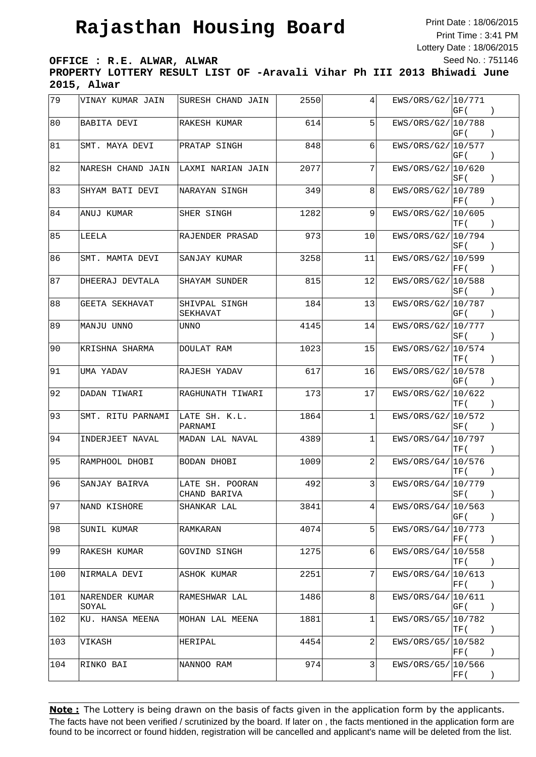# Rajasthan Housing Board

Print Date : 18/06/2015
Print Time : 3:41 PM
Lottery Date : 18/06/2015
Seed No. : 751146

**OFFICE : R.E. ALWAR, ALWAR**

**PROPERTY LOTTERY RESULT LIST OF -Aravali Vihar Ph III 2013 Bhiwadi June 2015, Alwar**

| | | | | | | |
|---|---|---|---|---|---|---|
| 79 | VINAY KUMAR JAIN | SURESH CHAND JAIN | 2550 | 4 | EWS/ORS/G2/ | 10/771 GF( ) |
| 80 | BABITA DEVI | RAKESH KUMAR | 614 | 5 | EWS/ORS/G2/ | 10/788 GF( ) |
| 81 | SMT. MAYA DEVI | PRATAP SINGH | 848 | 6 | EWS/ORS/G2/ | 10/577 GF( ) |
| 82 | NARESH CHAND JAIN | LAXMI NARIAN JAIN | 2077 | 7 | EWS/ORS/G2/ | 10/620 SF( ) |
| 83 | SHYAM BATI DEVI | NARAYAN SINGH | 349 | 8 | EWS/ORS/G2/ | 10/789 FF( ) |
| 84 | ANUJ KUMAR | SHER SINGH | 1282 | 9 | EWS/ORS/G2/ | 10/605 TF( ) |
| 85 | LEELA | RAJENDER PRASAD | 973 | 10 | EWS/ORS/G2/ | 10/794 SF( ) |
| 86 | SMT. MAMTA DEVI | SANJAY KUMAR | 3258 | 11 | EWS/ORS/G2/ | 10/599 FF( ) |
| 87 | DHEERAJ DEVTALA | SHAYAM SUNDER | 815 | 12 | EWS/ORS/G2/ | 10/588 SF( ) |
| 88 | GEETA SEKHAVAT | SHIVPAL SINGH SEKHAVAT | 184 | 13 | EWS/ORS/G2/ | 10/787 GF( ) |
| 89 | MANJU UNNO | UNNO | 4145 | 14 | EWS/ORS/G2/ | 10/777 SF( ) |
| 90 | KRISHNA SHARMA | DOULAT RAM | 1023 | 15 | EWS/ORS/G2/ | 10/574 TF( ) |
| 91 | UMA YADAV | RAJESH YADAV | 617 | 16 | EWS/ORS/G2/ | 10/578 GF( ) |
| 92 | DADAN TIWARI | RAGHUNATH TIWARI | 173 | 17 | EWS/ORS/G2/ | 10/622 TF( ) |
| 93 | SMT. RITU PARNAMI | LATE SH. K.L. PARNAMI | 1864 | 1 | EWS/ORS/G2/ | 10/572 SF( ) |
| 94 | INDERJEET NAVAL | MADAN LAL NAVAL | 4389 | 1 | EWS/ORS/G4/ | 10/797 TF( ) |
| 95 | RAMPHOOL DHOBI | BODAN DHOBI | 1009 | 2 | EWS/ORS/G4/ | 10/576 TF( ) |
| 96 | SANJAY BAIRVA | LATE SH. POORAN CHAND BARIVA | 492 | 3 | EWS/ORS/G4/ | 10/779 SF( ) |
| 97 | NAND KISHORE | SHANKAR LAL | 3841 | 4 | EWS/ORS/G4/ | 10/563 GF( ) |
| 98 | SUNIL KUMAR | RAMKARAN | 4074 | 5 | EWS/ORS/G4/ | 10/773 FF( ) |
| 99 | RAKESH KUMAR | GOVIND SINGH | 1275 | 6 | EWS/ORS/G4/ | 10/558 TF( ) |
| 100 | NIRMALA DEVI | ASHOK KUMAR | 2251 | 7 | EWS/ORS/G4/ | 10/613 FF( ) |
| 101 | NARENDER KUMAR SOYAL | RAMESHWAR LAL | 1486 | 8 | EWS/ORS/G4/ | 10/611 GF( ) |
| 102 | KU. HANSA MEENA | MOHAN LAL MEENA | 1881 | 1 | EWS/ORS/G5/ | 10/782 TF( ) |
| 103 | VIKASH | HERIPAL | 4454 | 2 | EWS/ORS/G5/ | 10/582 FF( ) |
| 104 | RINKO BAI | NANNOO RAM | 974 | 3 | EWS/ORS/G5/ | 10/566 FF( ) |

**Note :** The Lottery is being drawn on the basis of facts given in the application form by the applicants. The facts have not been verified / scrutinized by the board. If later on , the facts mentioned in the application form are found to be incorrect or found hidden, registration will be cancelled and applicant's name will be deleted from the list.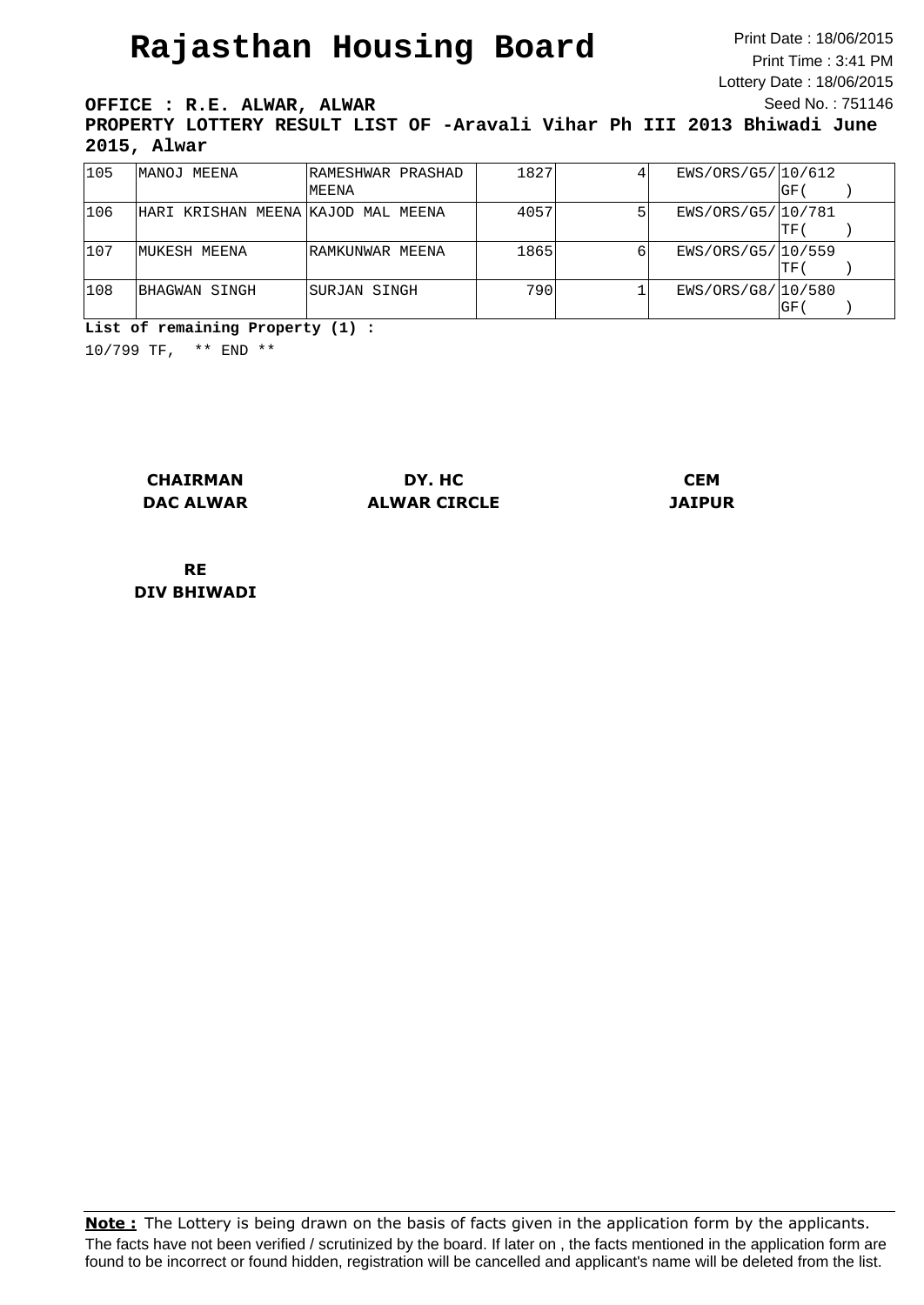# Rajasthan Housing Board

Print Date : 18/06/2015
Print Time : 3:41 PM
Lottery Date : 18/06/2015
Seed No. : 751146

**OFFICE : R.E. ALWAR, ALWAR**

**PROPERTY LOTTERY RESULT LIST OF -Aravali Vihar Ph III 2013 Bhiwadi June 2015, Alwar**

| | | | | | | |
|---|---|---|---|---|---|---|
| 105 | MANOJ MEENA | RAMESHWAR PRASHAD MEENA | 1827 | 4 | EWS/ORS/G5/ | 10/612 GF( ) |
| 106 | HARI KRISHAN MEENA | KAJOD MAL MEENA | 4057 | 5 | EWS/ORS/G5/ | 10/781 TF( ) |
| 107 | MUKESH MEENA | RAMKUNWAR MEENA | 1865 | 6 | EWS/ORS/G5/ | 10/559 TF( ) |
| 108 | BHAGWAN SINGH | SURJAN SINGH | 790 | 1 | EWS/ORS/G8/ | 10/580 GF( ) |

**List of remaining Property (1) :**

10/799 TF, ** END **

**CHAIRMAN**
**DAC ALWAR**

**DY. HC**
**ALWAR CIRCLE**

**CEM**
**JAIPUR**

**RE**
**DIV BHIWADI**

**Note :** The Lottery is being drawn on the basis of facts given in the application form by the applicants. The facts have not been verified / scrutinized by the board. If later on , the facts mentioned in the application form are found to be incorrect or found hidden, registration will be cancelled and applicant's name will be deleted from the list.